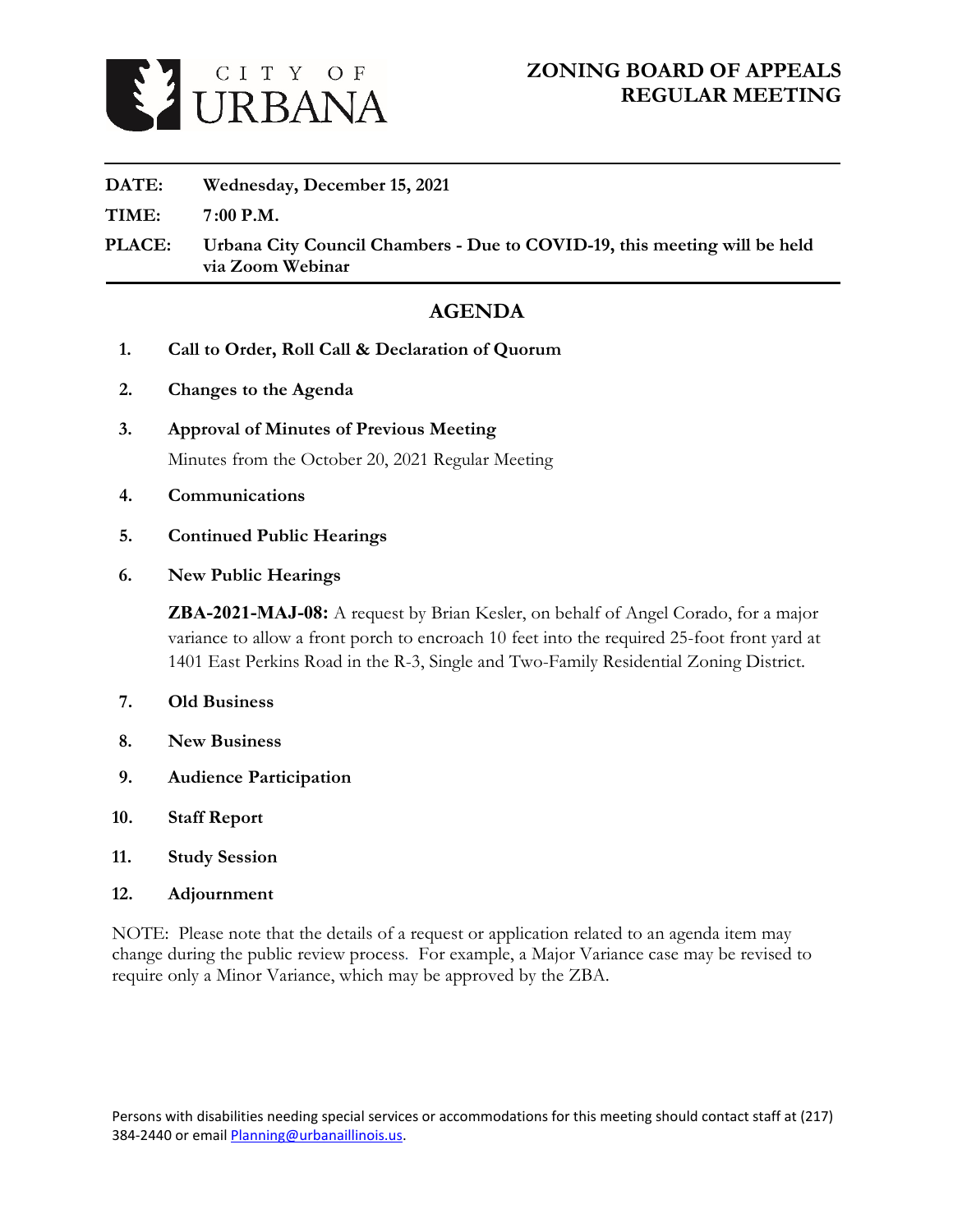CITY OF URBANA

# ZONING BOARD OF APPEALS REGULAR MEETING

**DATE:** Wednesday, December 15, 2021

**TIME:** 7:00 P.M.

**PLACE:** Urbana City Council Chambers - Due to COVID-19, this meeting will be held via Zoom Webinar

## AGENDA

1. **Call to Order, Roll Call & Declaration of Quorum**

2. **Changes to the Agenda**

3. **Approval of Minutes of Previous Meeting**

   Minutes from the October 20, 2021 Regular Meeting

4. **Communications**

5. **Continued Public Hearings**

6. **New Public Hearings**

   **ZBA-2021-MAJ-08:** A request by Brian Kesler, on behalf of Angel Corado, for a major variance to allow a front porch to encroach 10 feet into the required 25-foot front yard at 1401 East Perkins Road in the R-3, Single and Two-Family Residential Zoning District.

7. **Old Business**

8. **New Business**

9. **Audience Participation**

10. **Staff Report**

11. **Study Session**

12. **Adjournment**

NOTE: Please note that the details of a request or application related to an agenda item may change during the public review process. For example, a Major Variance case may be revised to require only a Minor Variance, which may be approved by the ZBA.

Persons with disabilities needing special services or accommodations for this meeting should contact staff at (217) 384-2440 or email Planning@urbanaillinois.us.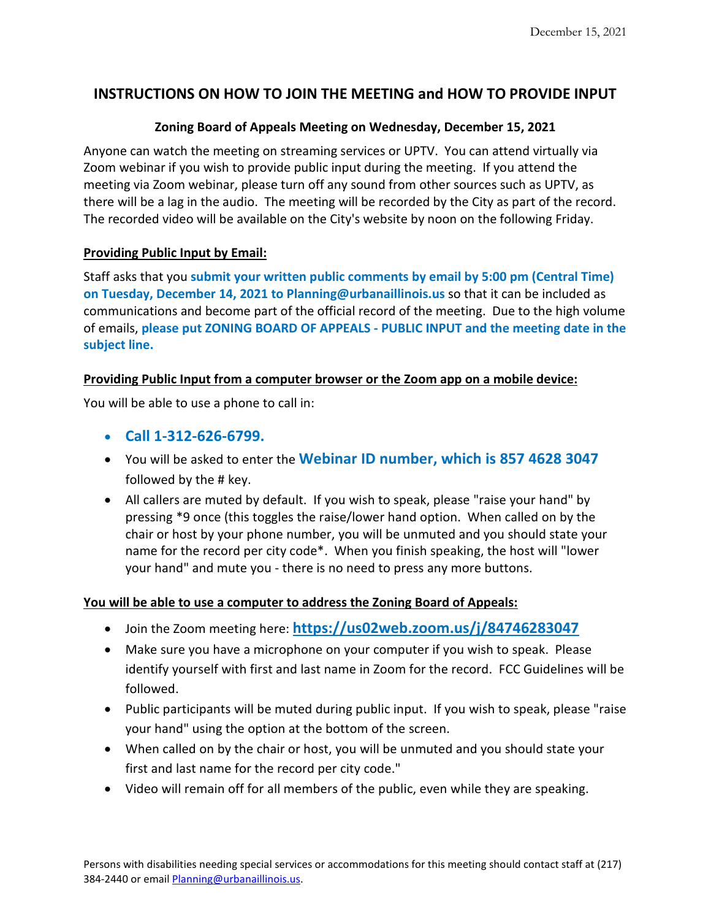December 15, 2021

## INSTRUCTIONS ON HOW TO JOIN THE MEETING and HOW TO PROVIDE INPUT

### Zoning Board of Appeals Meeting on Wednesday, December 15, 2021

Anyone can watch the meeting on streaming services or UPTV. You can attend virtually via Zoom webinar if you wish to provide public input during the meeting. If you attend the meeting via Zoom webinar, please turn off any sound from other sources such as UPTV, as there will be a lag in the audio. The meeting will be recorded by the City as part of the record. The recorded video will be available on the City's website by noon on the following Friday.

**Providing Public Input by Email:**

Staff asks that you **submit your written public comments by email by 5:00 pm (Central Time) on Tuesday, December 14, 2021 to Planning@urbanaillinois.us** so that it can be included as communications and become part of the official record of the meeting. Due to the high volume of emails, **please put ZONING BOARD OF APPEALS - PUBLIC INPUT and the meeting date in the subject line.**

**Providing Public Input from a computer browser or the Zoom app on a mobile device:**

You will be able to use a phone to call in:

- **Call 1-312-626-6799.**
- You will be asked to enter the **Webinar ID number, which is 857 4628 3047** followed by the # key.
- All callers are muted by default. If you wish to speak, please "raise your hand" by pressing *9 once (this toggles the raise/lower hand option. When called on by the chair or host by your phone number, you will be unmuted and you should state your name for the record per city code*. When you finish speaking, the host will "lower your hand" and mute you - there is no need to press any more buttons.

**You will be able to use a computer to address the Zoning Board of Appeals:**

- Join the Zoom meeting here: **https://us02web.zoom.us/j/84746283047**
- Make sure you have a microphone on your computer if you wish to speak. Please identify yourself with first and last name in Zoom for the record. FCC Guidelines will be followed.
- Public participants will be muted during public input. If you wish to speak, please "raise your hand" using the option at the bottom of the screen.
- When called on by the chair or host, you will be unmuted and you should state your first and last name for the record per city code."
- Video will remain off for all members of the public, even while they are speaking.

Persons with disabilities needing special services or accommodations for this meeting should contact staff at (217) 384-2440 or email Planning@urbanaillinois.us.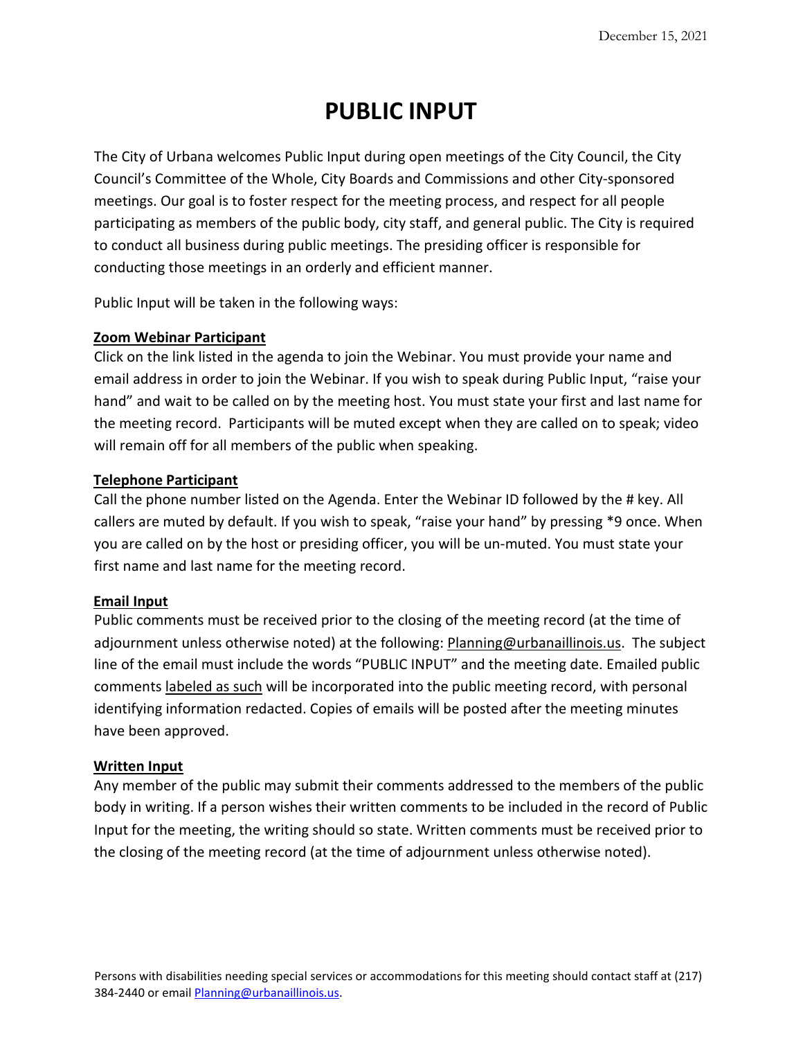December 15, 2021

# PUBLIC INPUT

The City of Urbana welcomes Public Input during open meetings of the City Council, the City Council's Committee of the Whole, City Boards and Commissions and other City-sponsored meetings. Our goal is to foster respect for the meeting process, and respect for all people participating as members of the public body, city staff, and general public. The City is required to conduct all business during public meetings. The presiding officer is responsible for conducting those meetings in an orderly and efficient manner.

Public Input will be taken in the following ways:

**Zoom Webinar Participant**

Click on the link listed in the agenda to join the Webinar. You must provide your name and email address in order to join the Webinar. If you wish to speak during Public Input, "raise your hand" and wait to be called on by the meeting host. You must state your first and last name for the meeting record. Participants will be muted except when they are called on to speak; video will remain off for all members of the public when speaking.

**Telephone Participant**

Call the phone number listed on the Agenda. Enter the Webinar ID followed by the # key. All callers are muted by default. If you wish to speak, "raise your hand" by pressing *9 once. When you are called on by the host or presiding officer, you will be un-muted. You must state your first name and last name for the meeting record.

**Email Input**

Public comments must be received prior to the closing of the meeting record (at the time of adjournment unless otherwise noted) at the following: Planning@urbanaillinois.us. The subject line of the email must include the words "PUBLIC INPUT" and the meeting date. Emailed public comments labeled as such will be incorporated into the public meeting record, with personal identifying information redacted. Copies of emails will be posted after the meeting minutes have been approved.

**Written Input**

Any member of the public may submit their comments addressed to the members of the public body in writing. If a person wishes their written comments to be included in the record of Public Input for the meeting, the writing should so state. Written comments must be received prior to the closing of the meeting record (at the time of adjournment unless otherwise noted).

Persons with disabilities needing special services or accommodations for this meeting should contact staff at (217) 384-2440 or email Planning@urbanaillinois.us.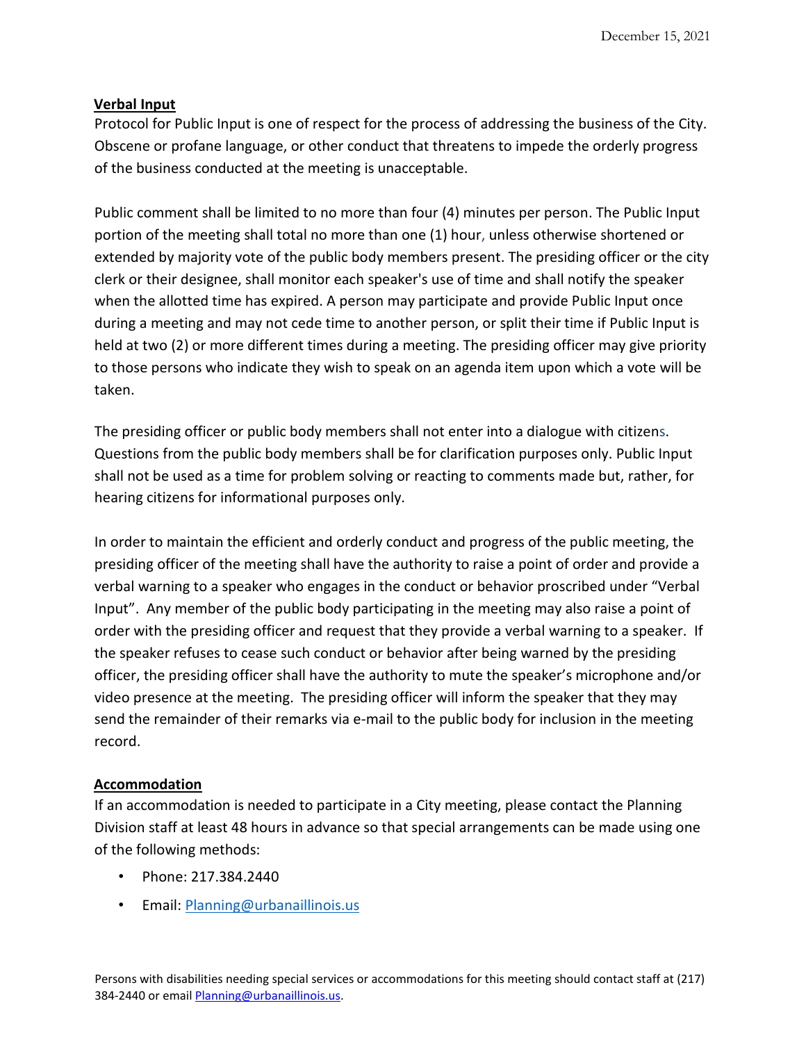**Verbal Input**

Protocol for Public Input is one of respect for the process of addressing the business of the City. Obscene or profane language, or other conduct that threatens to impede the orderly progress of the business conducted at the meeting is unacceptable.

Public comment shall be limited to no more than four (4) minutes per person. The Public Input portion of the meeting shall total no more than one (1) hour, unless otherwise shortened or extended by majority vote of the public body members present. The presiding officer or the city clerk or their designee, shall monitor each speaker's use of time and shall notify the speaker when the allotted time has expired. A person may participate and provide Public Input once during a meeting and may not cede time to another person, or split their time if Public Input is held at two (2) or more different times during a meeting. The presiding officer may give priority to those persons who indicate they wish to speak on an agenda item upon which a vote will be taken.

The presiding officer or public body members shall not enter into a dialogue with citizens. Questions from the public body members shall be for clarification purposes only. Public Input shall not be used as a time for problem solving or reacting to comments made but, rather, for hearing citizens for informational purposes only.

In order to maintain the efficient and orderly conduct and progress of the public meeting, the presiding officer of the meeting shall have the authority to raise a point of order and provide a verbal warning to a speaker who engages in the conduct or behavior proscribed under "Verbal Input". Any member of the public body participating in the meeting may also raise a point of order with the presiding officer and request that they provide a verbal warning to a speaker. If the speaker refuses to cease such conduct or behavior after being warned by the presiding officer, the presiding officer shall have the authority to mute the speaker's microphone and/or video presence at the meeting. The presiding officer will inform the speaker that they may send the remainder of their remarks via e-mail to the public body for inclusion in the meeting record.

**Accommodation**

If an accommodation is needed to participate in a City meeting, please contact the Planning Division staff at least 48 hours in advance so that special arrangements can be made using one of the following methods:

- Phone: 217.384.2440
- Email: Planning@urbanaillinois.us

Persons with disabilities needing special services or accommodations for this meeting should contact staff at (217) 384-2440 or email Planning@urbanaillinois.us.